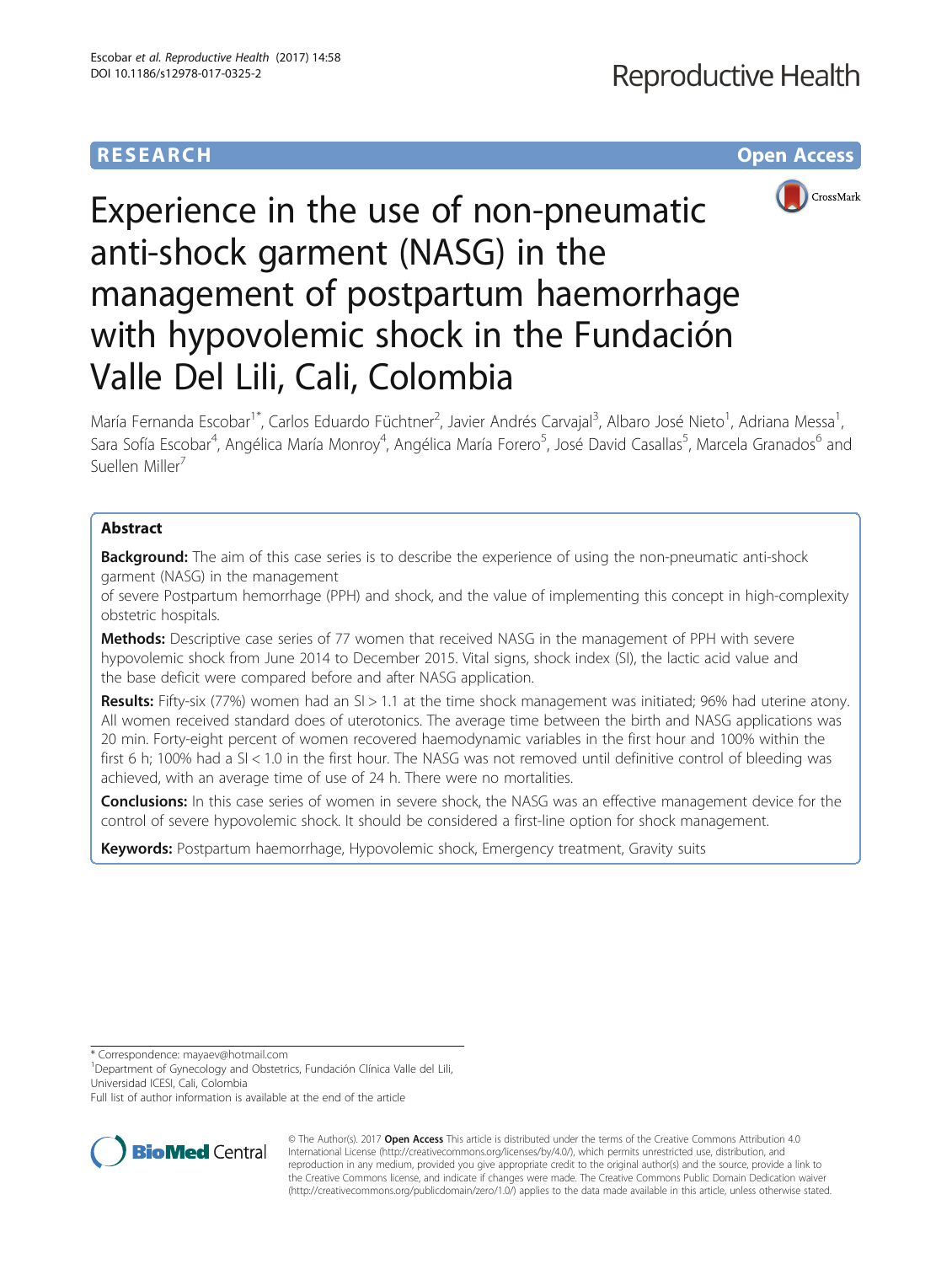RESEARCH Open Access

# Experience in the use of non-pneumatic anti-shock garment (NASG) in the management of postpartum haemorrhage with hypovolemic shock in the Fundación Valle Del Lili, Cali, Colombia

María Fernanda Escobar[1*], Carlos Eduardo Füchtner[2], Javier Andrés Carvajal[3], Albaro José Nieto[1], Adriana Messa[1], Sara Sofía Escobar[4], Angélica María Monroy[4], Angélica María Forero[5], José David Casallas[5], Marcela Granados[6] and Suellen Miller[7]

## Abstract

**Background:** The aim of this case series is to describe the experience of using the non-pneumatic anti-shock garment (NASG) in the management of severe Postpartum hemorrhage (PPH) and shock, and the value of implementing this concept in high-complexity obstetric hospitals.

**Methods:** Descriptive case series of 77 women that received NASG in the management of PPH with severe hypovolemic shock from June 2014 to December 2015. Vital signs, shock index (SI), the lactic acid value and the base deficit were compared before and after NASG application.

**Results:** Fifty-six (77%) women had an SI > 1.1 at the time shock management was initiated; 96% had uterine atony. All women received standard does of uterotonics. The average time between the birth and NASG applications was 20 min. Forty-eight percent of women recovered haemodynamic variables in the first hour and 100% within the first 6 h; 100% had a SI < 1.0 in the first hour. The NASG was not removed until definitive control of bleeding was achieved, with an average time of use of 24 h. There were no mortalities.

**Conclusions:** In this case series of women in severe shock, the NASG was an effective management device for the control of severe hypovolemic shock. It should be considered a first-line option for shock management.

**Keywords:** Postpartum haemorrhage, Hypovolemic shock, Emergency treatment, Gravity suits

---

* Correspondence: mayaev@hotmail.com
[1]Department of Gynecology and Obstetrics, Fundación Clínica Valle del Lili, Universidad ICESI, Cali, Colombia
Full list of author information is available at the end of the article

© The Author(s). 2017 **Open Access** This article is distributed under the terms of the Creative Commons Attribution 4.0 International License (http://creativecommons.org/licenses/by/4.0/), which permits unrestricted use, distribution, and reproduction in any medium, provided you give appropriate credit to the original author(s) and the source, provide a link to the Creative Commons license, and indicate if changes were made. The Creative Commons Public Domain Dedication waiver (http://creativecommons.org/publicdomain/zero/1.0/) applies to the data made available in this article, unless otherwise stated.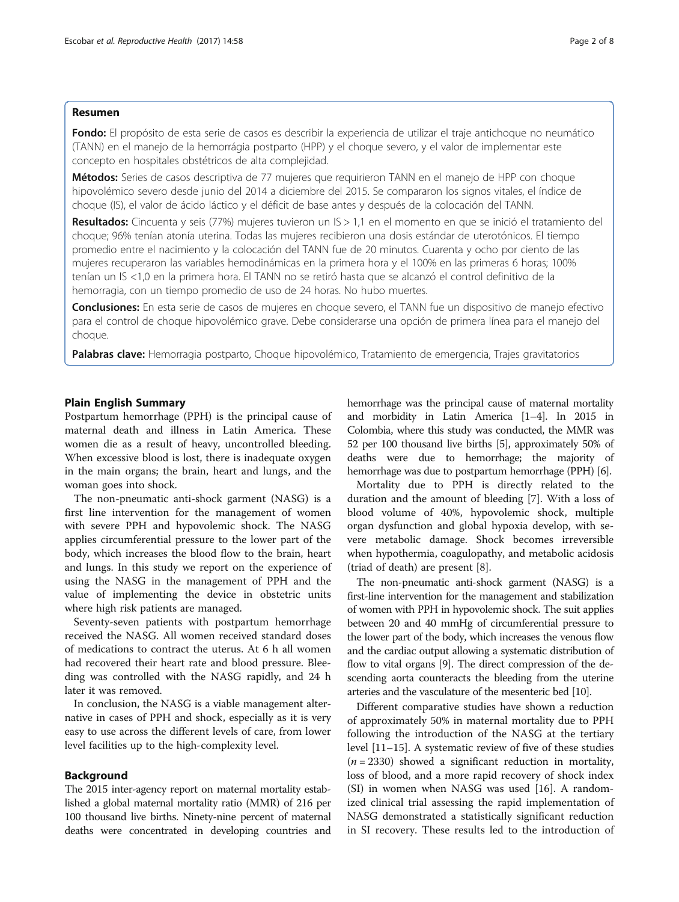## Resumen

**Fondo:** El propósito de esta serie de casos es describir la experiencia de utilizar el traje antichoque no neumático (TANN) en el manejo de la hemorrágia postparto (HPP) y el choque severo, y el valor de implementar este concepto en hospitales obstétricos de alta complejidad.

**Métodos:** Series de casos descriptiva de 77 mujeres que requirieron TANN en el manejo de HPP con choque hipovolémico severo desde junio del 2014 a diciembre del 2015. Se compararon los signos vitales, el índice de choque (IS), el valor de ácido láctico y el déficit de base antes y después de la colocación del TANN.

**Resultados:** Cincuenta y seis (77%) mujeres tuvieron un IS > 1,1 en el momento en que se inició el tratamiento del choque; 96% tenían atonía uterina. Todas las mujeres recibieron una dosis estándar de uterotónicos. El tiempo promedio entre el nacimiento y la colocación del TANN fue de 20 minutos. Cuarenta y ocho por ciento de las mujeres recuperaron las variables hemodinámicas en la primera hora y el 100% en las primeras 6 horas; 100% tenían un IS <1,0 en la primera hora. El TANN no se retiró hasta que se alcanzó el control definitivo de la hemorragia, con un tiempo promedio de uso de 24 horas. No hubo muertes.

**Conclusiones:** En esta serie de casos de mujeres en choque severo, el TANN fue un dispositivo de manejo efectivo para el control de choque hipovolémico grave. Debe considerarse una opción de primera línea para el manejo del choque.

**Palabras clave:** Hemorragia postparto, Choque hipovolémico, Tratamiento de emergencia, Trajes gravitatorios

## Plain English Summary

Postpartum hemorrhage (PPH) is the principal cause of maternal death and illness in Latin America. These women die as a result of heavy, uncontrolled bleeding. When excessive blood is lost, there is inadequate oxygen in the main organs; the brain, heart and lungs, and the woman goes into shock.

The non-pneumatic anti-shock garment (NASG) is a first line intervention for the management of women with severe PPH and hypovolemic shock. The NASG applies circumferential pressure to the lower part of the body, which increases the blood flow to the brain, heart and lungs. In this study we report on the experience of using the NASG in the management of PPH and the value of implementing the device in obstetric units where high risk patients are managed.

Seventy-seven patients with postpartum hemorrhage received the NASG. All women received standard doses of medications to contract the uterus. At 6 h all women had recovered their heart rate and blood pressure. Bleeding was controlled with the NASG rapidly, and 24 h later it was removed.

In conclusion, the NASG is a viable management alternative in cases of PPH and shock, especially as it is very easy to use across the different levels of care, from lower level facilities up to the high-complexity level.

## Background

The 2015 inter-agency report on maternal mortality established a global maternal mortality ratio (MMR) of 216 per 100 thousand live births. Ninety-nine percent of maternal deaths were concentrated in developing countries and hemorrhage was the principal cause of maternal mortality and morbidity in Latin America [1–4]. In 2015 in Colombia, where this study was conducted, the MMR was 52 per 100 thousand live births [5], approximately 50% of deaths were due to hemorrhage; the majority of hemorrhage was due to postpartum hemorrhage (PPH) [6].

Mortality due to PPH is directly related to the duration and the amount of bleeding [7]. With a loss of blood volume of 40%, hypovolemic shock, multiple organ dysfunction and global hypoxia develop, with severe metabolic damage. Shock becomes irreversible when hypothermia, coagulopathy, and metabolic acidosis (triad of death) are present [8].

The non-pneumatic anti-shock garment (NASG) is a first-line intervention for the management and stabilization of women with PPH in hypovolemic shock. The suit applies between 20 and 40 mmHg of circumferential pressure to the lower part of the body, which increases the venous flow and the cardiac output allowing a systematic distribution of flow to vital organs [9]. The direct compression of the descending aorta counteracts the bleeding from the uterine arteries and the vasculature of the mesenteric bed [10].

Different comparative studies have shown a reduction of approximately 50% in maternal mortality due to PPH following the introduction of the NASG at the tertiary level [11–15]. A systematic review of five of these studies ($n = 2330$) showed a significant reduction in mortality, loss of blood, and a more rapid recovery of shock index (SI) in women when NASG was used [16]. A randomized clinical trial assessing the rapid implementation of NASG demonstrated a statistically significant reduction in SI recovery. These results led to the introduction of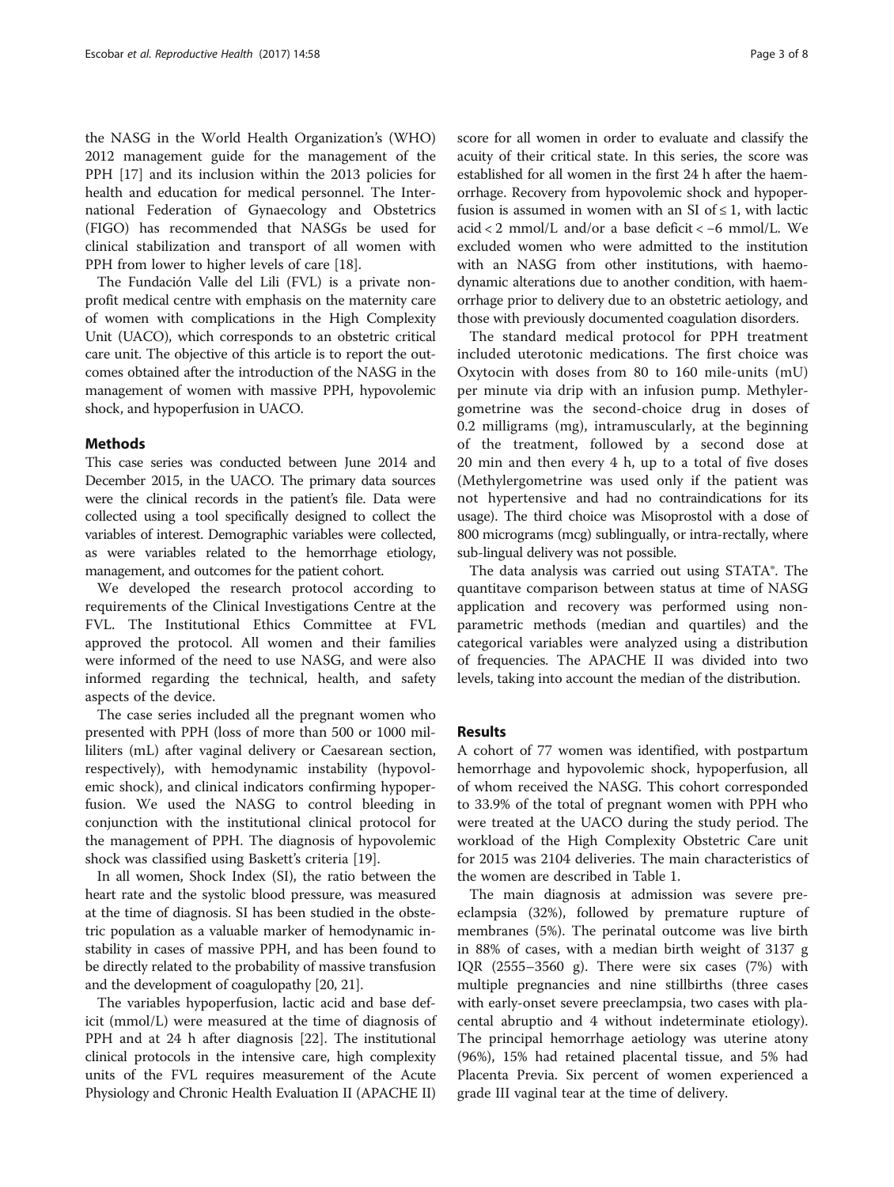the NASG in the World Health Organization's (WHO) 2012 management guide for the management of the PPH [17] and its inclusion within the 2013 policies for health and education for medical personnel. The International Federation of Gynaecology and Obstetrics (FIGO) has recommended that NASGs be used for clinical stabilization and transport of all women with PPH from lower to higher levels of care [18].

The Fundación Valle del Lili (FVL) is a private non-profit medical centre with emphasis on the maternity care of women with complications in the High Complexity Unit (UACO), which corresponds to an obstetric critical care unit. The objective of this article is to report the outcomes obtained after the introduction of the NASG in the management of women with massive PPH, hypovolemic shock, and hypoperfusion in UACO.

## Methods

This case series was conducted between June 2014 and December 2015, in the UACO. The primary data sources were the clinical records in the patient's file. Data were collected using a tool specifically designed to collect the variables of interest. Demographic variables were collected, as were variables related to the hemorrhage etiology, management, and outcomes for the patient cohort.

We developed the research protocol according to requirements of the Clinical Investigations Centre at the FVL. The Institutional Ethics Committee at FVL approved the protocol. All women and their families were informed of the need to use NASG, and were also informed regarding the technical, health, and safety aspects of the device.

The case series included all the pregnant women who presented with PPH (loss of more than 500 or 1000 milliliters (mL) after vaginal delivery or Caesarean section, respectively), with hemodynamic instability (hypovolemic shock), and clinical indicators confirming hypoperfusion. We used the NASG to control bleeding in conjunction with the institutional clinical protocol for the management of PPH. The diagnosis of hypovolemic shock was classified using Baskett's criteria [19].

In all women, Shock Index (SI), the ratio between the heart rate and the systolic blood pressure, was measured at the time of diagnosis. SI has been studied in the obstetric population as a valuable marker of hemodynamic instability in cases of massive PPH, and has been found to be directly related to the probability of massive transfusion and the development of coagulopathy [20, 21].

The variables hypoperfusion, lactic acid and base deficit (mmol/L) were measured at the time of diagnosis of PPH and at 24 h after diagnosis [22]. The institutional clinical protocols in the intensive care, high complexity units of the FVL requires measurement of the Acute Physiology and Chronic Health Evaluation II (APACHE II) score for all women in order to evaluate and classify the acuity of their critical state. In this series, the score was established for all women in the first 24 h after the haemorrhage. Recovery from hypovolemic shock and hypoperfusion is assumed in women with an SI of $\leq 1$, with lactic acid $< 2$ mmol/L and/or a base deficit $< -6$ mmol/L. We excluded women who were admitted to the institution with an NASG from other institutions, with haemodynamic alterations due to another condition, with haemorrhage prior to delivery due to an obstetric aetiology, and those with previously documented coagulation disorders.

The standard medical protocol for PPH treatment included uterotonic medications. The first choice was Oxytocin with doses from 80 to 160 mile-units (mU) per minute via drip with an infusion pump. Methylergometrine was the second-choice drug in doses of 0.2 milligrams (mg), intramuscularly, at the beginning of the treatment, followed by a second dose at 20 min and then every 4 h, up to a total of five doses (Methylergometrine was used only if the patient was not hypertensive and had no contraindications for its usage). The third choice was Misoprostol with a dose of 800 micrograms (mcg) sublingually, or intra-rectally, where sub-lingual delivery was not possible.

The data analysis was carried out using STATA®. The quantitave comparison between status at time of NASG application and recovery was performed using non-parametric methods (median and quartiles) and the categorical variables were analyzed using a distribution of frequencies. The APACHE II was divided into two levels, taking into account the median of the distribution.

## Results

A cohort of 77 women was identified, with postpartum hemorrhage and hypovolemic shock, hypoperfusion, all of whom received the NASG. This cohort corresponded to 33.9% of the total of pregnant women with PPH who were treated at the UACO during the study period. The workload of the High Complexity Obstetric Care unit for 2015 was 2104 deliveries. The main characteristics of the women are described in Table 1.

The main diagnosis at admission was severe preeclampsia (32%), followed by premature rupture of membranes (5%). The perinatal outcome was live birth in 88% of cases, with a median birth weight of 3137 g IQR (2555–3560 g). There were six cases (7%) with multiple pregnancies and nine stillbirths (three cases with early-onset severe preeclampsia, two cases with placental abruptio and 4 without indeterminate etiology). The principal hemorrhage aetiology was uterine atony (96%), 15% had retained placental tissue, and 5% had Placenta Previa. Six percent of women experienced a grade III vaginal tear at the time of delivery.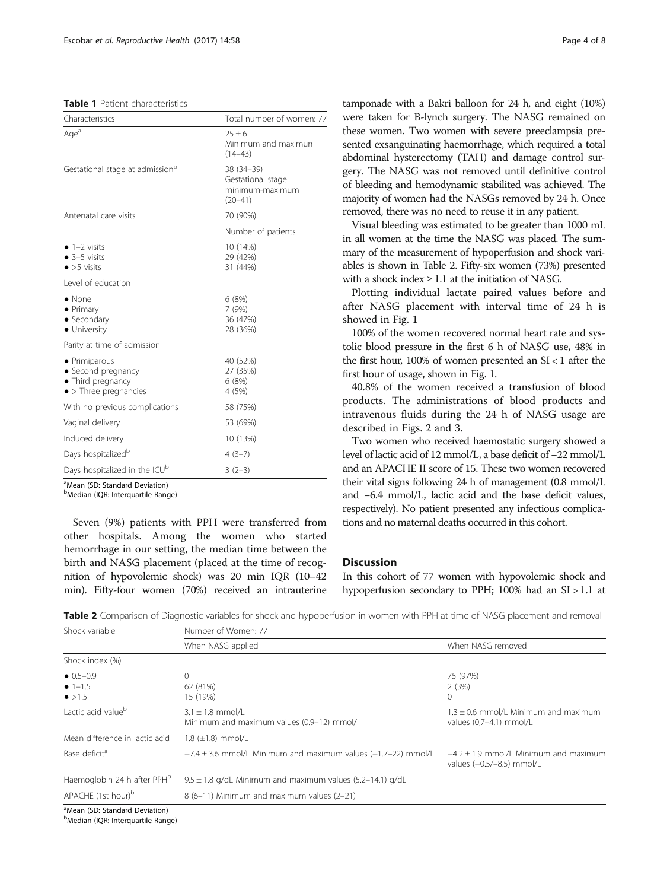**Table 1** Patient characteristics

| Characteristics | Total number of women: 77 |
|---|---|
| Age[a] | 25 ± 6 Minimum and maximun (14–43) |
| Gestational stage at admission[b] | 38 (34–39) Gestational stage minimum-maximum (20–41) |
| Antenatal care visits | 70 (90%) |
| | Number of patients |
| • 1–2 visits | 10 (14%) |
| • 3–5 visits | 29 (42%) |
| • >5 visits | 31 (44%) |
| Level of education | |
| • None | 6 (8%) |
| • Primary | 7 (9%) |
| • Secondary | 36 (47%) |
| • University | 28 (36%) |
| Parity at time of admission | |
| • Primiparous | 40 (52%) |
| • Second pregnancy | 27 (35%) |
| • Third pregnancy | 6 (8%) |
| • > Three pregnancies | 4 (5%) |
| With no previous complications | 58 (75%) |
| Vaginal delivery | 53 (69%) |
| Induced delivery | 10 (13%) |
| Days hospitalized[b] | 4 (3–7) |
| Days hospitalized in the ICU[b] | 3 (2–3) |

[a]Mean (SD: Standard Deviation)
[b]Median (IQR: Interquartile Range)

Seven (9%) patients with PPH were transferred from other hospitals. Among the women who started hemorrhage in our setting, the median time between the birth and NASG placement (placed at the time of recognition of hypovolemic shock) was 20 min IQR (10–42 min). Fifty-four women (70%) received an intrauterine tamponade with a Bakri balloon for 24 h, and eight (10%) were taken for B-lynch surgery. The NASG remained on these women. Two women with severe preeclampsia presented exsanguinating haemorrhage, which required a total abdominal hysterectomy (TAH) and damage control surgery. The NASG was not removed until definitive control of bleeding and hemodynamic stabilited was achieved. The majority of women had the NASGs removed by 24 h. Once removed, there was no need to reuse it in any patient.

Visual bleeding was estimated to be greater than 1000 mL in all women at the time the NASG was placed. The summary of the measurement of hypoperfusion and shock variables is shown in Table 2. Fifty-six women (73%) presented with a shock index ≥ 1.1 at the initiation of NASG.

Plotting individual lactate paired values before and after NASG placement with interval time of 24 h is showed in Fig. 1

100% of the women recovered normal heart rate and systolic blood pressure in the first 6 h of NASG use, 48% in the first hour, 100% of women presented an SI < 1 after the first hour of usage, shown in Fig. 1.

40.8% of the women received a transfusion of blood products. The administrations of blood products and intravenous fluids during the 24 h of NASG usage are described in Figs. 2 and 3.

Two women who received haemostatic surgery showed a level of lactic acid of 12 mmol/L, a base deficit of −22 mmol/L and an APACHE II score of 15. These two women recovered their vital signs following 24 h of management (0.8 mmol/L and −6.4 mmol/L, lactic acid and the base deficit values, respectively). No patient presented any infectious complications and no maternal deaths occurred in this cohort.

## Discussion

In this cohort of 77 women with hypovolemic shock and hypoperfusion secondary to PPH; 100% had an SI > 1.1 at

**Table 2** Comparison of Diagnostic variables for shock and hypoperfusion in women with PPH at time of NASG placement and removal

| Shock variable | Number of Women: 77 | |
|---|---|---|
| | When NASG applied | When NASG removed |
| Shock index (%) | | |
| • 0.5–0.9 | 0 | 75 (97%) |
| • 1–1.5 | 62 (81%) | 2 (3%) |
| • >1.5 | 15 (19%) | 0 |
| Lactic acid value[b] | 3.1 ± 1.8 mmol/L Minimum and maximum values (0.9–12) mmol/ | 1.3 ± 0.6 mmol/L Minimum and maximum values (0,7–4.1) mmol/L |
| Mean difference in lactic acid | 1.8 (±1.8) mmol/L | |
| Base deficit[a] | −7.4 ± 3.6 mmol/L Minimum and maximum values (−1.7–22) mmol/L | −4.2 ± 1.9 mmol/L Minimum and maximum values (−0.5/−8.5) mmol/L |
| Haemoglobin 24 h after PPH[b] | 9.5 ± 1.8 g/dL Minimum and maximum values (5.2–14.1) g/dL | |
| APACHE (1st hour)[b] | 8 (6–11) Minimum and maximum values (2–21) | |

[a]Mean (SD: Standard Deviation)
[b]Median (IQR: Interquartile Range)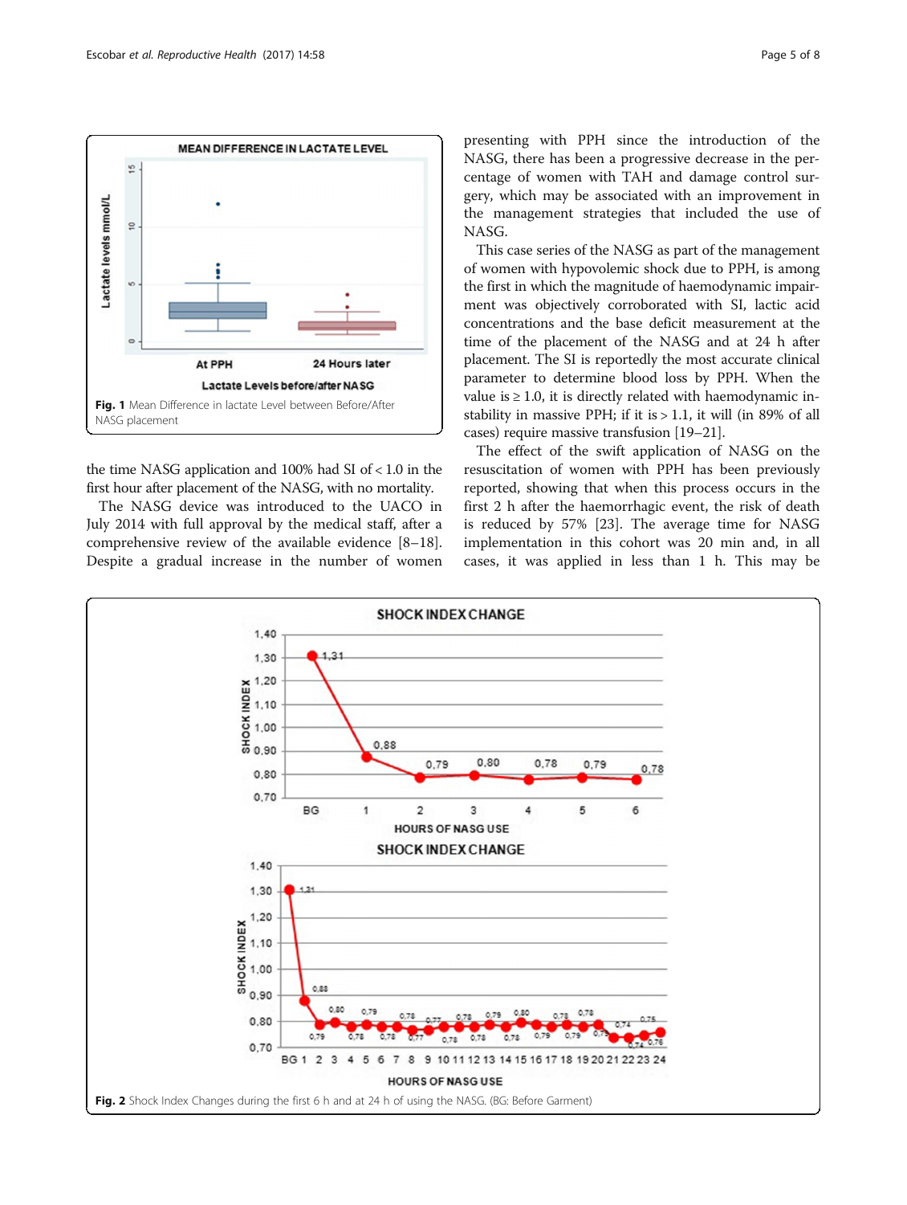Fig. 1 Mean Difference in lactate Level between Before/After NASG placement

the time NASG application and 100% had SI of < 1.0 in the first hour after placement of the NASG, with no mortality.

The NASG device was introduced to the UACO in July 2014 with full approval by the medical staff, after a comprehensive review of the available evidence [8–18]. Despite a gradual increase in the number of women presenting with PPH since the introduction of the NASG, there has been a progressive decrease in the percentage of women with TAH and damage control surgery, which may be associated with an improvement in the management strategies that included the use of NASG.

This case series of the NASG as part of the management of women with hypovolemic shock due to PPH, is among the first in which the magnitude of haemodynamic impairment was objectively corroborated with SI, lactic acid concentrations and the base deficit measurement at the time of the placement of the NASG and at 24 h after placement. The SI is reportedly the most accurate clinical parameter to determine blood loss by PPH. When the value is ≥ 1.0, it is directly related with haemodynamic instability in massive PPH; if it is > 1.1, it will (in 89% of all cases) require massive transfusion [19–21].

The effect of the swift application of NASG on the resuscitation of women with PPH has been previously reported, showing that when this process occurs in the first 2 h after the haemorrhagic event, the risk of death is reduced by 57% [23]. The average time for NASG implementation in this cohort was 20 min and, in all cases, it was applied in less than 1 h. This may be

Fig. 2 Shock Index Changes during the first 6 h and at 24 h of using the NASG. (BG: Before Garment)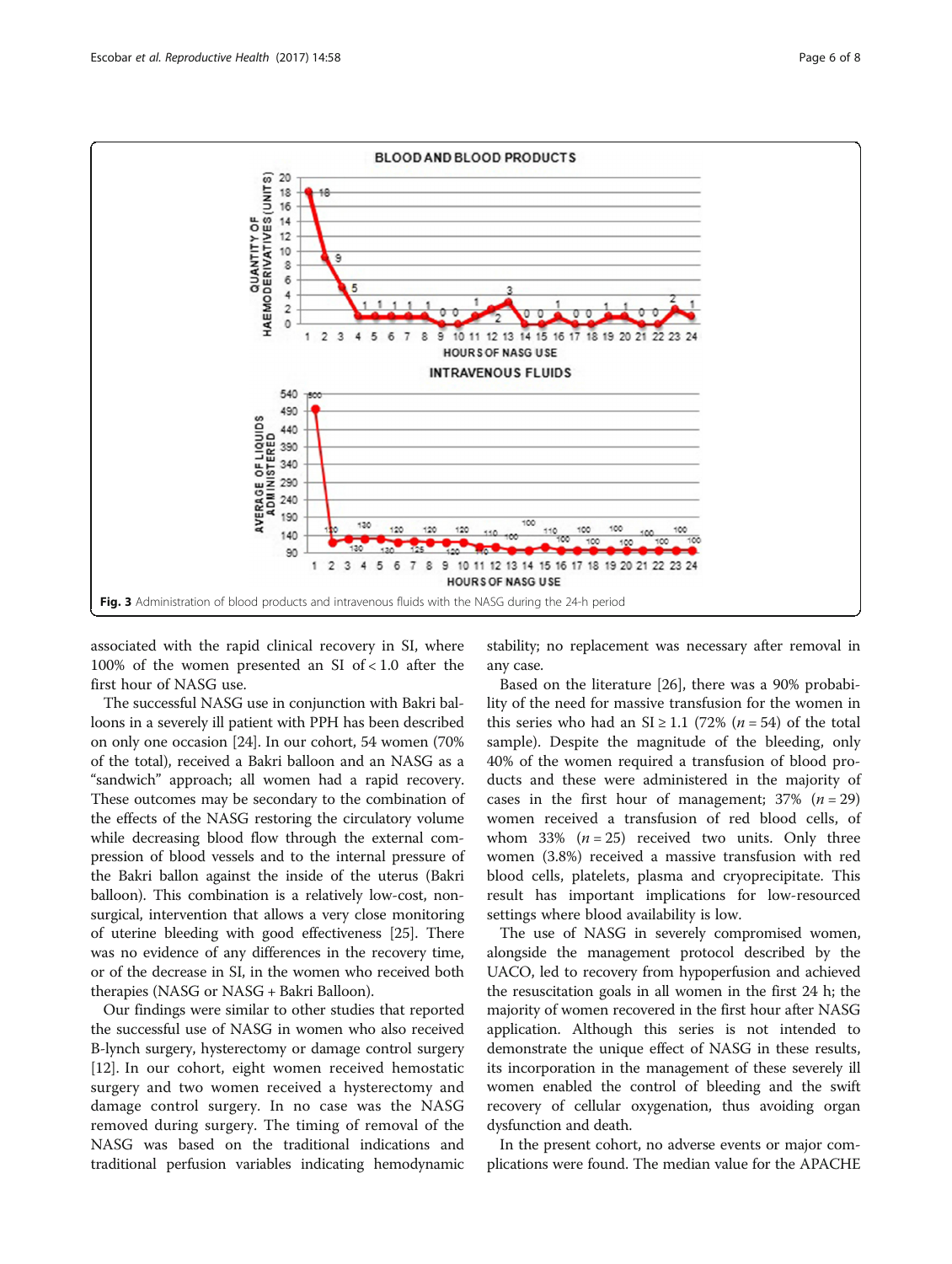Fig. 3 Administration of blood products and intravenous fluids with the NASG during the 24-h period

associated with the rapid clinical recovery in SI, where 100% of the women presented an SI of < 1.0 after the first hour of NASG use.

The successful NASG use in conjunction with Bakri balloons in a severely ill patient with PPH has been described on only one occasion [24]. In our cohort, 54 women (70% of the total), received a Bakri balloon and an NASG as a "sandwich" approach; all women had a rapid recovery. These outcomes may be secondary to the combination of the effects of the NASG restoring the circulatory volume while decreasing blood flow through the external compression of blood vessels and to the internal pressure of the Bakri ballon against the inside of the uterus (Bakri balloon). This combination is a relatively low-cost, non-surgical, intervention that allows a very close monitoring of uterine bleeding with good effectiveness [25]. There was no evidence of any differences in the recovery time, or of the decrease in SI, in the women who received both therapies (NASG or NASG + Bakri Balloon).

Our findings were similar to other studies that reported the successful use of NASG in women who also received B-lynch surgery, hysterectomy or damage control surgery [12]. In our cohort, eight women received hemostatic surgery and two women received a hysterectomy and damage control surgery. In no case was the NASG removed during surgery. The timing of removal of the NASG was based on the traditional indications and traditional perfusion variables indicating hemodynamic stability; no replacement was necessary after removal in any case.

Based on the literature [26], there was a 90% probability of the need for massive transfusion for the women in this series who had an SI ≥ 1.1 (72% ($n = 54$) of the total sample). Despite the magnitude of the bleeding, only 40% of the women required a transfusion of blood products and these were administered in the majority of cases in the first hour of management; 37% ($n = 29$) women received a transfusion of red blood cells, of whom 33% ($n = 25$) received two units. Only three women (3.8%) received a massive transfusion with red blood cells, platelets, plasma and cryoprecipitate. This result has important implications for low-resourced settings where blood availability is low.

The use of NASG in severely compromised women, alongside the management protocol described by the UACO, led to recovery from hypoperfusion and achieved the resuscitation goals in all women in the first 24 h; the majority of women recovered in the first hour after NASG application. Although this series is not intended to demonstrate the unique effect of NASG in these results, its incorporation in the management of these severely ill women enabled the control of bleeding and the swift recovery of cellular oxygenation, thus avoiding organ dysfunction and death.

In the present cohort, no adverse events or major complications were found. The median value for the APACHE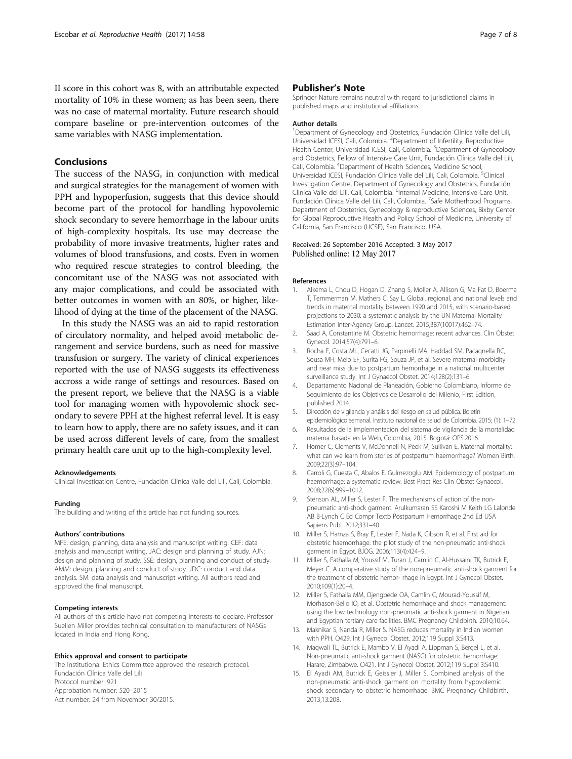II score in this cohort was 8, with an attributable expected mortality of 10% in these women; as has been seen, there was no case of maternal mortality. Future research should compare baseline or pre-intervention outcomes of the same variables with NASG implementation.

## Conclusions

The success of the NASG, in conjunction with medical and surgical strategies for the management of women with PPH and hypoperfusion, suggests that this device should become part of the protocol for handling hypovolemic shock secondary to severe hemorrhage in the labour units of high-complexity hospitals. Its use may decrease the probability of more invasive treatments, higher rates and volumes of blood transfusions, and costs. Even in women who required rescue strategies to control bleeding, the concomitant use of the NASG was not associated with any major complications, and could be associated with better outcomes in women with an 80%, or higher, likelihood of dying at the time of the placement of the NASG.

In this study the NASG was an aid to rapid restoration of circulatory normality, and helped avoid metabolic derangement and service burdens, such as need for massive transfusion or surgery. The variety of clinical experiences reported with the use of NASG suggests its effectiveness accross a wide range of settings and resources. Based on the present report, we believe that the NASG is a viable tool for managing women with hypovolemic shock secondary to severe PPH at the highest referral level. It is easy to learn how to apply, there are no safety issues, and it can be used across different levels of care, from the smallest primary health care unit up to the high-complexity level.

#### Acknowledgements

Clinical Investigation Centre, Fundación Clínica Valle del Lili, Cali, Colombia.

#### Funding

The building and writing of this article has not funding sources.

#### Authors' contributions

MFE: design, planning, data analysis and manuscript writing. CEF: data analysis and manuscript writing. JAC: design and planning of study. AJN: design and planning of study. SSE: design, planning and conduct of study. AMM: design, planning and conduct of study. JDC: conduct and data analysis. SM: data analysis and manuscript writing. All authors read and approved the final manuscript.

#### Competing interests

All authors of this article have not competing interests to declare. Professor Suellen Miller provides technical consultation to manufacturers of NASGs located in India and Hong Kong.

#### Ethics approval and consent to participate

The Institutional Ethics Committee approved the research protocol.
Fundación Clínica Valle del Lili
Protocol number: 921
Approbation number: 520–2015
Act number: 24 from November 30/2015.

## Publisher's Note

Springer Nature remains neutral with regard to jurisdictional claims in published maps and institutional affiliations.

#### Author details

[1]Department of Gynecology and Obstetrics, Fundación Clínica Valle del Lili, Universidad ICESI, Cali, Colombia. [2]Department of Infertility, Reproductive Health Center, Universidad ICESI, Cali, Colombia. [3]Department of Gynecology and Obstetrics, Fellow of Intensive Care Unit, Fundación Clínica Valle del Lili, Cali, Colombia. [4]Department of Health Sciences, Medicine School, Universidad ICESI, Fundación Clínica Valle del Lili, Cali, Colombia. [5]Clinical Investigation Centre, Department of Gynecology and Obstetrics, Fundación Clínica Valle del Lili, Cali, Colombia. [6]Internal Medicine, Intensive Care Unit, Fundación Clínica Valle del Lili, Cali, Colombia. [7]Safe Motherhood Programs, Department of Obstetrics, Gynecology & reproductive Sciences, Bixby Center for Global Reproductive Health and Policy School of Medicine, University of California, San Francisco (UCSF), San Francisco, USA.

Received: 26 September 2016 Accepted: 3 May 2017
Published online: 12 May 2017

#### References

1. Alkema L, Chou D, Hogan D, Zhang S, Moller A, Allison G, Ma Fat D, Boerma T, Temmerman M, Mathers C, Say L. Global, regional, and national levels and trends in maternal mortality between 1990 and 2015, with scenario-based projections to 2030: a systematic analysis by the UN Maternal Mortality Estimation Inter-Agency Group. Lancet. 2015;387(10017):462–74.
2. Saad A, Constantine M. Obstetric hemorrhage: recent advances. Clin Obstet Gynecol. 2014;57(4):791–6.
3. Rocha F, Costa ML, Cecatti JG, Parpinelli MA, Haddad SM, Pacaqnella RC, Sousa MH, Melo EF, Surita FG, Souza JP, et al. Severe maternal morbidity and near miss due to postpartum hemorrhage in a national multicenter surveillance study. Int J Gynaecol Obstet. 2014;128(2):131–6.
4. Departamento Nacional de Planeación, Gobierno Colombiano, Informe de Seguimiento de los Objetivos de Desarrollo del Milenio, First Edition, published 2014.
5. Dirección de vigilancia y análisis del riesgo en salud pública. Boletín epidemiológico semanal. Instituto nacional de salud de Colombia. 2015; (1): 1–72.
6. Resultados de la implementación del sistema de vigilancia de la mortalidad materna basada en la Web, Colombia, 2015. Bogotá: OPS.2016.
7. Homer C, Clements V, McDonnell N, Peek M, Sullivan E. Maternal mortality: what can we learn from stories of postpartum haemorrhage? Women Birth. 2009;22(3):97–104.
8. Carroli G, Cuesta C, Abalos E, Gulmezoglu AM. Epidemiology of postpartum haemorrhage: a systematic review. Best Pract Res Clin Obstet Gynaecol. 2008;22(6):999–1012.
9. Stenson AL, Miller S, Lester F. The mechanisms of action of the non-pneumatic anti-shock garment. Arulkumaran SS Karoshi M Keith LG Lalonde AB B-Lynch C Ed Compr Textb Postpartum Hemorrhage 2nd Ed USA Sapiens Publ. 2012;331–40.
10. Miller S, Hamza S, Bray E, Lester F, Nada K, Gibson R, et al. First aid for obstetric haemorrhage: the pilot study of the non-pneumatic anti-shock garment in Egypt. BJOG. 2006;113(4):424–9.
11. Miller S, Fathalla M, Youssif M, Turan J, Camlin C, Al-Hussaini TK, Butrick E, Meyer C. A comparative study of the non-pneumatic anti-shock garment for the treatment of obstetric hemor- rhage in Egypt. Int J Gynecol Obstet. 2010;109(1):20–4.
12. Miller S, Fathalla MM, Ojengbede OA, Camlin C, Mourad-Youssif M, Morhason-Bello IO, et al. Obstetric hemorrhage and shock management: using the low technology non-pneumatic anti-shock garment in Nigerian and Egyptian tertiary care facilities. BMC Pregnancy Childbirth. 2010;10:64.
13. Maknikar S, Nanda R, Miller S. NASG reduces mortality in Indian women with PPH. O429. Int J Gynecol Obstet. 2012;119 Suppl 3:S413.
14. Magwali TL, Butrick E, Mambo V, El Ayadi A, Lippman S, Bergel L, et al. Non-pneumatic anti-shock garment (NASG) for obstetric hemorrhage: Harare, Zimbabwe. O421. Int J Gynecol Obstet. 2012;119 Suppl 3:S410.
15. El Ayadi AM, Butrick E, Geissler J, Miller S. Combined analysis of the non-pneumatic anti-shock garment on mortality from hypovolemic shock secondary to obstetric hemorrhage. BMC Pregnancy Childbirth. 2013;13:208.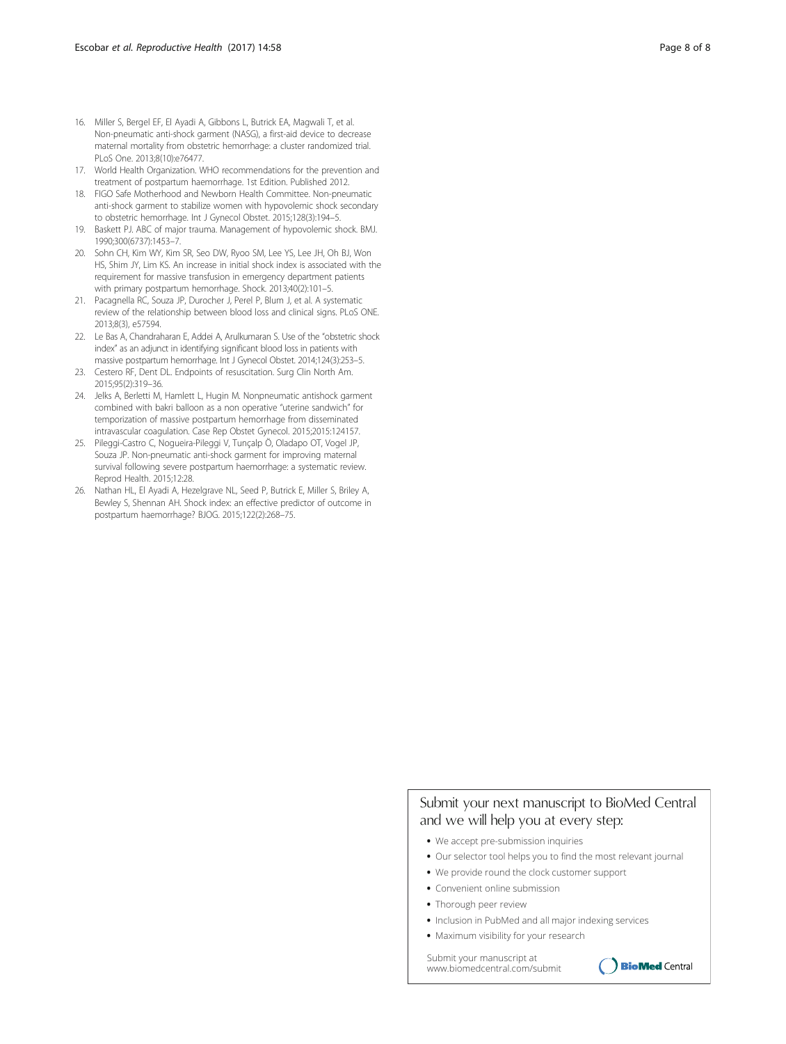16. Miller S, Bergel EF, El Ayadi A, Gibbons L, Butrick EA, Magwali T, et al. Non-pneumatic anti-shock garment (NASG), a first-aid device to decrease maternal mortality from obstetric hemorrhage: a cluster randomized trial. PLoS One. 2013;8(10):e76477.
17. World Health Organization. WHO recommendations for the prevention and treatment of postpartum haemorrhage. 1st Edition. Published 2012.
18. FIGO Safe Motherhood and Newborn Health Committee. Non-pneumatic anti-shock garment to stabilize women with hypovolemic shock secondary to obstetric hemorrhage. Int J Gynecol Obstet. 2015;128(3):194–5.
19. Baskett PJ. ABC of major trauma. Management of hypovolemic shock. BMJ. 1990;300(6737):1453–7.
20. Sohn CH, Kim WY, Kim SR, Seo DW, Ryoo SM, Lee YS, Lee JH, Oh BJ, Won HS, Shim JY, Lim KS. An increase in initial shock index is associated with the requirement for massive transfusion in emergency department patients with primary postpartum hemorrhage. Shock. 2013;40(2):101–5.
21. Pacagnella RC, Souza JP, Durocher J, Perel P, Blum J, et al. A systematic review of the relationship between blood loss and clinical signs. PLoS ONE. 2013;8(3), e57594.
22. Le Bas A, Chandraharan E, Addei A, Arulkumaran S. Use of the "obstetric shock index" as an adjunct in identifying significant blood loss in patients with massive postpartum hemorrhage. Int J Gynecol Obstet. 2014;124(3):253–5.
23. Cestero RF, Dent DL. Endpoints of resuscitation. Surg Clin North Am. 2015;95(2):319–36.
24. Jelks A, Berletti M, Hamlett L, Hugin M. Nonpneumatic antishock garment combined with bakri balloon as a non operative "uterine sandwich" for temporization of massive postpartum hemorrhage from disseminated intravascular coagulation. Case Rep Obstet Gynecol. 2015;2015:124157.
25. Pileggi-Castro C, Nogueira-Pileggi V, Tunçalp Ö, Oladapo OT, Vogel JP, Souza JP. Non-pneumatic anti-shock garment for improving maternal survival following severe postpartum haemorrhage: a systematic review. Reprod Health. 2015;12:28.
26. Nathan HL, El Ayadi A, Hezelgrave NL, Seed P, Butrick E, Miller S, Briley A, Bewley S, Shennan AH. Shock index: an effective predictor of outcome in postpartum haemorrhage? BJOG. 2015;122(2):268–75.

Submit your next manuscript to BioMed Central and we will help you at every step:

- We accept pre-submission inquiries
- Our selector tool helps you to find the most relevant journal
- We provide round the clock customer support
- Convenient online submission
- Thorough peer review
- Inclusion in PubMed and all major indexing services
- Maximum visibility for your research

Submit your manuscript at
www.biomedcentral.com/submit

BioMed Central